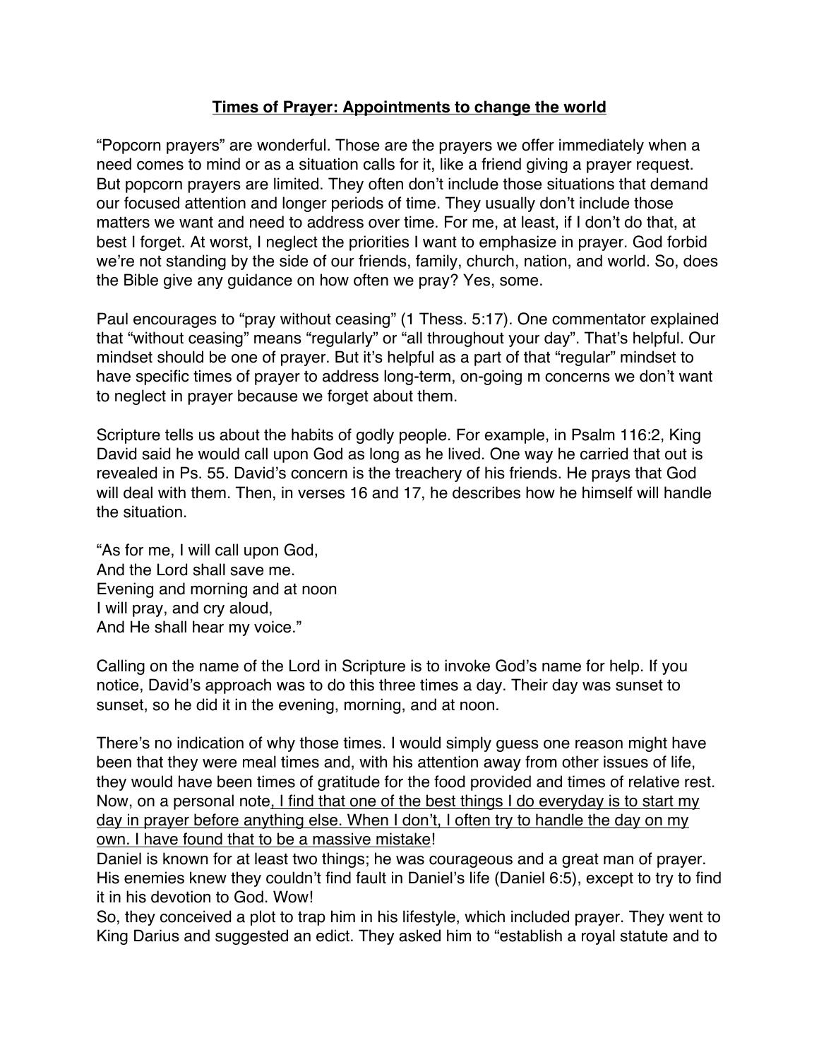<u>**Times of Prayer: Appointments to change the world**</u>

"Popcorn prayers" are wonderful. Those are the prayers we offer immediately when a need comes to mind or as a situation calls for it, like a friend giving a prayer request. But popcorn prayers are limited. They often don't include those situations that demand our focused attention and longer periods of time. They usually don't include those matters we want and need to address over time. For me, at least, if I don't do that, at best I forget. At worst, I neglect the priorities I want to emphasize in prayer. God forbid we're not standing by the side of our friends, family, church, nation, and world. So, does the Bible give any guidance on how often we pray? Yes, some.

Paul encourages to "pray without ceasing" (1 Thess. 5:17). One commentator explained that "without ceasing" means "regularly" or "all throughout your day". That's helpful. Our mindset should be one of prayer. But it's helpful as a part of that "regular" mindset to have specific times of prayer to address long-term, on-going m concerns we don't want to neglect in prayer because we forget about them.

Scripture tells us about the habits of godly people. For example, in Psalm 116:2, King David said he would call upon God as long as he lived. One way he carried that out is revealed in Ps. 55. David's concern is the treachery of his friends. He prays that God will deal with them. Then, in verses 16 and 17, he describes how he himself will handle the situation.

"As for me, I will call upon God,  
And the Lord shall save me.  
Evening and morning and at noon  
I will pray, and cry aloud,  
And He shall hear my voice."

Calling on the name of the Lord in Scripture is to invoke God's name for help. If you notice, David's approach was to do this three times a day. Their day was sunset to sunset, so he did it in the evening, morning, and at noon.

There's no indication of why those times. I would simply guess one reason might have been that they were meal times and, with his attention away from other issues of life, they would have been times of gratitude for the food provided and times of relative rest. Now, on a personal note<u>, I find that one of the best things I do everyday is to start my day in prayer before anything else. When I don't, I often try to handle the day on my own. I have found that to be a massive mistake</u>!

Daniel is known for at least two things; he was courageous and a great man of prayer. His enemies knew they couldn't find fault in Daniel's life (Daniel 6:5), except to try to find it in his devotion to God. Wow!

So, they conceived a plot to trap him in his lifestyle, which included prayer. They went to King Darius and suggested an edict. They asked him to "establish a royal statute and to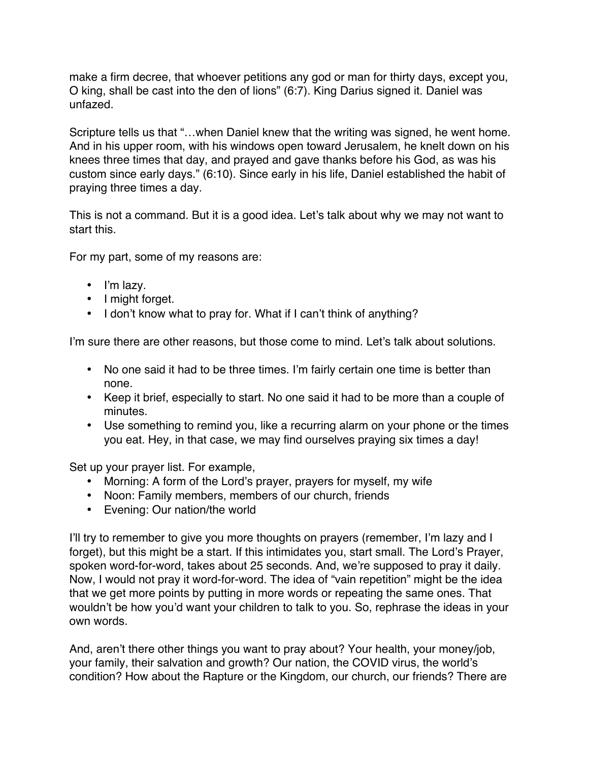make a firm decree, that whoever petitions any god or man for thirty days, except you, O king, shall be cast into the den of lions" (6:7). King Darius signed it. Daniel was unfazed.

Scripture tells us that "…when Daniel knew that the writing was signed, he went home. And in his upper room, with his windows open toward Jerusalem, he knelt down on his knees three times that day, and prayed and gave thanks before his God, as was his custom since early days." (6:10). Since early in his life, Daniel established the habit of praying three times a day.

This is not a command. But it is a good idea. Let's talk about why we may not want to start this.

For my part, some of my reasons are:

- I'm lazy.
- I might forget.
- I don't know what to pray for. What if I can't think of anything?

I'm sure there are other reasons, but those come to mind. Let's talk about solutions.

- No one said it had to be three times. I'm fairly certain one time is better than none.
- Keep it brief, especially to start. No one said it had to be more than a couple of minutes.
- Use something to remind you, like a recurring alarm on your phone or the times you eat. Hey, in that case, we may find ourselves praying six times a day!

Set up your prayer list. For example,

- Morning: A form of the Lord's prayer, prayers for myself, my wife
- Noon: Family members, members of our church, friends
- Evening: Our nation/the world

I'll try to remember to give you more thoughts on prayers (remember, I'm lazy and I forget), but this might be a start. If this intimidates you, start small. The Lord's Prayer, spoken word-for-word, takes about 25 seconds. And, we're supposed to pray it daily. Now, I would not pray it word-for-word. The idea of "vain repetition" might be the idea that we get more points by putting in more words or repeating the same ones. That wouldn't be how you'd want your children to talk to you. So, rephrase the ideas in your own words.

And, aren't there other things you want to pray about? Your health, your money/job, your family, their salvation and growth? Our nation, the COVID virus, the world's condition? How about the Rapture or the Kingdom, our church, our friends? There are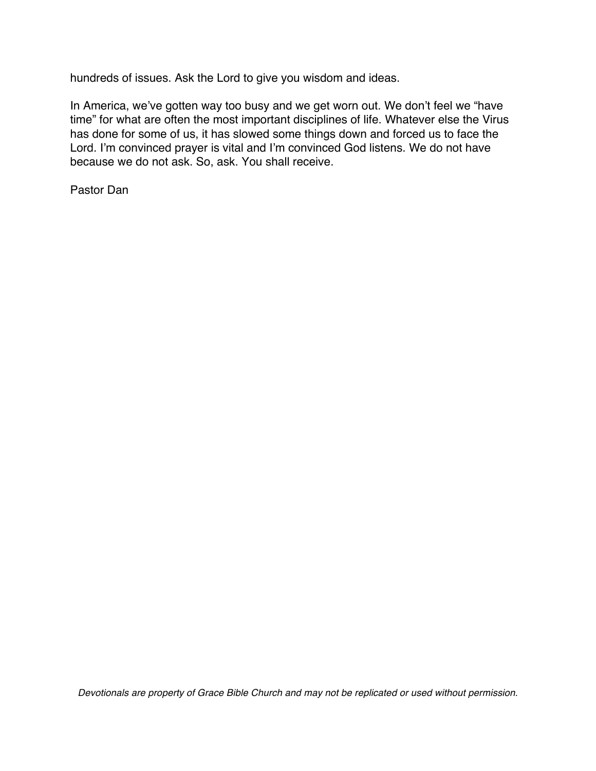hundreds of issues. Ask the Lord to give you wisdom and ideas.

In America, we've gotten way too busy and we get worn out. We don't feel we "have time" for what are often the most important disciplines of life. Whatever else the Virus has done for some of us, it has slowed some things down and forced us to face the Lord. I'm convinced prayer is vital and I'm convinced God listens. We do not have because we do not ask. So, ask. You shall receive.

Pastor Dan

*Devotionals are property of Grace Bible Church and may not be replicated or used without permission.*